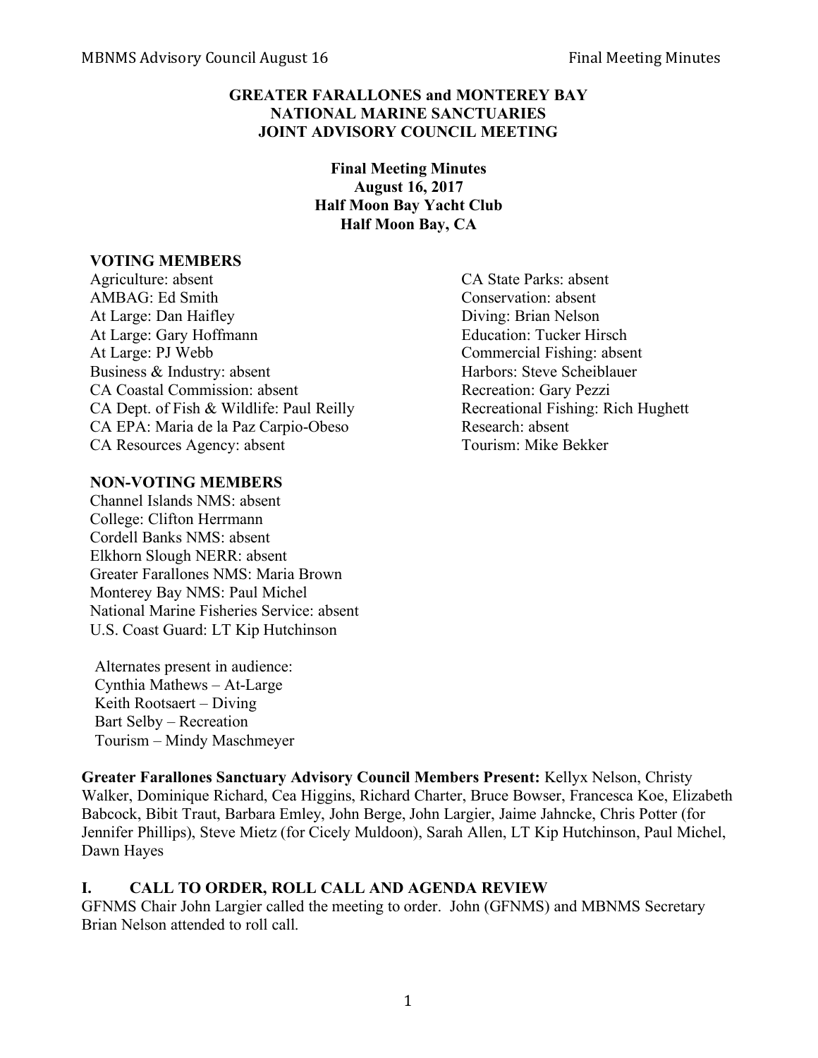**GREATER FARALLONES and MONTEREY BAY NATIONAL MARINE SANCTUARIES JOINT ADVISORY COUNCIL MEETING**

**Final Meeting Minutes**
**August 16, 2017**
**Half Moon Bay Yacht Club**
**Half Moon Bay, CA**

**VOTING MEMBERS**

Agriculture: absent
AMBAG: Ed Smith
At Large: Dan Haifley
At Large: Gary Hoffmann
At Large: PJ Webb
Business & Industry: absent
CA Coastal Commission: absent
CA Dept. of Fish & Wildlife: Paul Reilly
CA EPA: Maria de la Paz Carpio-Obeso
CA Resources Agency: absent
CA State Parks: absent
Conservation: absent
Diving: Brian Nelson
Education: Tucker Hirsch
Commercial Fishing: absent
Harbors: Steve Scheiblauer
Recreation: Gary Pezzi
Recreational Fishing: Rich Hughett
Research: absent
Tourism: Mike Bekker

**NON-VOTING MEMBERS**

Channel Islands NMS: absent
College: Clifton Herrmann
Cordell Banks NMS: absent
Elkhorn Slough NERR: absent
Greater Farallones NMS: Maria Brown
Monterey Bay NMS: Paul Michel
National Marine Fisheries Service: absent
U.S. Coast Guard: LT Kip Hutchinson

Alternates present in audience:
Cynthia Mathews – At-Large
Keith Rootsaert – Diving
Bart Selby – Recreation
Tourism – Mindy Maschmeyer

**Greater Farallones Sanctuary Advisory Council Members Present:** Kellyx Nelson, Christy Walker, Dominique Richard, Cea Higgins, Richard Charter, Bruce Bowser, Francesca Koe, Elizabeth Babcock, Bibit Traut, Barbara Emley, John Berge, John Largier, Jaime Jahncke, Chris Potter (for Jennifer Phillips), Steve Mietz (for Cicely Muldoon), Sarah Allen, LT Kip Hutchinson, Paul Michel, Dawn Hayes

## I. CALL TO ORDER, ROLL CALL AND AGENDA REVIEW

GFNMS Chair John Largier called the meeting to order. John (GFNMS) and MBNMS Secretary Brian Nelson attended to roll call.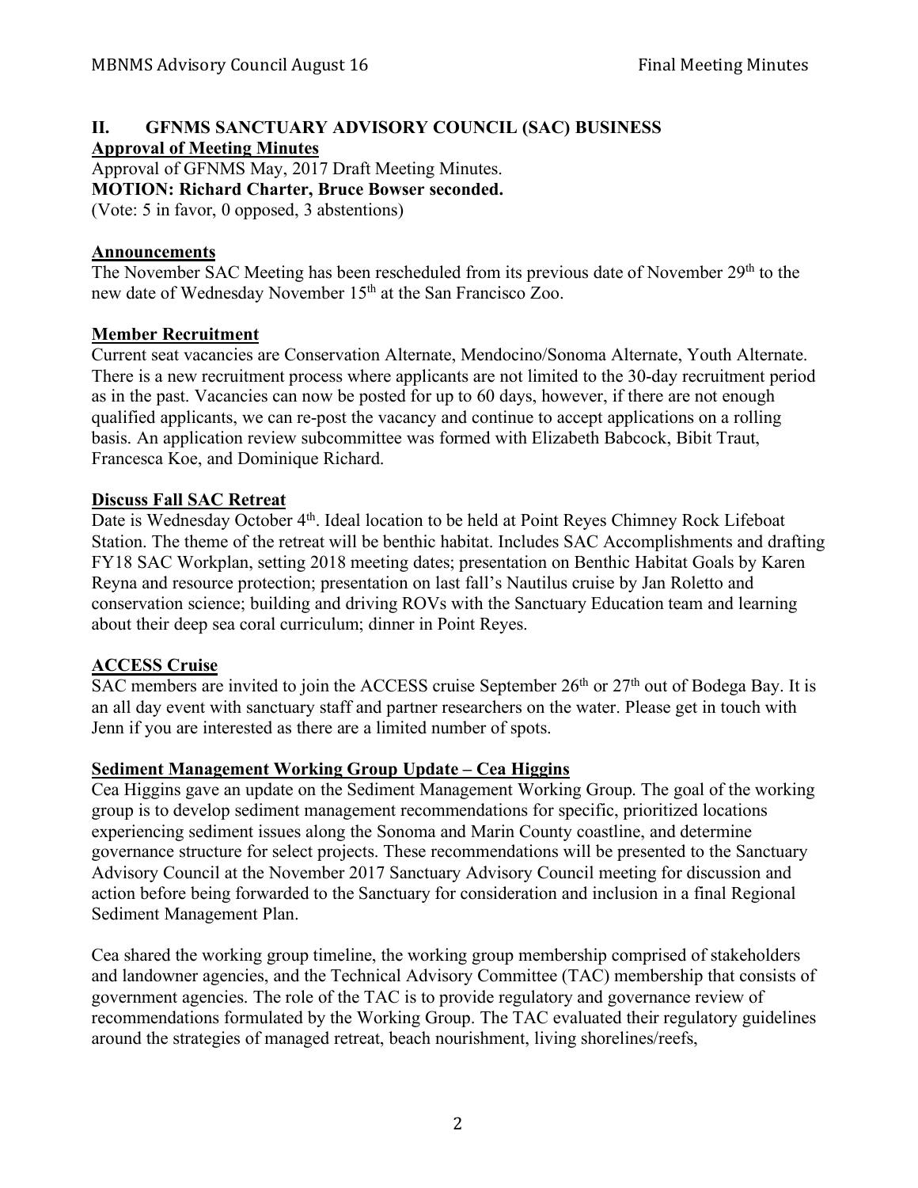## II. GFNMS SANCTUARY ADVISORY COUNCIL (SAC) BUSINESS

**Approval of Meeting Minutes**

Approval of GFNMS May, 2017 Draft Meeting Minutes.

**MOTION: Richard Charter, Bruce Bowser seconded.**

(Vote: 5 in favor, 0 opposed, 3 abstentions)

**Announcements**

The November SAC Meeting has been rescheduled from its previous date of November 29th to the new date of Wednesday November 15th at the San Francisco Zoo.

**Member Recruitment**

Current seat vacancies are Conservation Alternate, Mendocino/Sonoma Alternate, Youth Alternate. There is a new recruitment process where applicants are not limited to the 30-day recruitment period as in the past. Vacancies can now be posted for up to 60 days, however, if there are not enough qualified applicants, we can re-post the vacancy and continue to accept applications on a rolling basis. An application review subcommittee was formed with Elizabeth Babcock, Bibit Traut, Francesca Koe, and Dominique Richard.

**Discuss Fall SAC Retreat**

Date is Wednesday October 4th. Ideal location to be held at Point Reyes Chimney Rock Lifeboat Station. The theme of the retreat will be benthic habitat. Includes SAC Accomplishments and drafting FY18 SAC Workplan, setting 2018 meeting dates; presentation on Benthic Habitat Goals by Karen Reyna and resource protection; presentation on last fall's Nautilus cruise by Jan Roletto and conservation science; building and driving ROVs with the Sanctuary Education team and learning about their deep sea coral curriculum; dinner in Point Reyes.

**ACCESS Cruise**

SAC members are invited to join the ACCESS cruise September 26th or 27th out of Bodega Bay. It is an all day event with sanctuary staff and partner researchers on the water. Please get in touch with Jenn if you are interested as there are a limited number of spots.

**Sediment Management Working Group Update – Cea Higgins**

Cea Higgins gave an update on the Sediment Management Working Group. The goal of the working group is to develop sediment management recommendations for specific, prioritized locations experiencing sediment issues along the Sonoma and Marin County coastline, and determine governance structure for select projects. These recommendations will be presented to the Sanctuary Advisory Council at the November 2017 Sanctuary Advisory Council meeting for discussion and action before being forwarded to the Sanctuary for consideration and inclusion in a final Regional Sediment Management Plan.

Cea shared the working group timeline, the working group membership comprised of stakeholders and landowner agencies, and the Technical Advisory Committee (TAC) membership that consists of government agencies. The role of the TAC is to provide regulatory and governance review of recommendations formulated by the Working Group. The TAC evaluated their regulatory guidelines around the strategies of managed retreat, beach nourishment, living shorelines/reefs,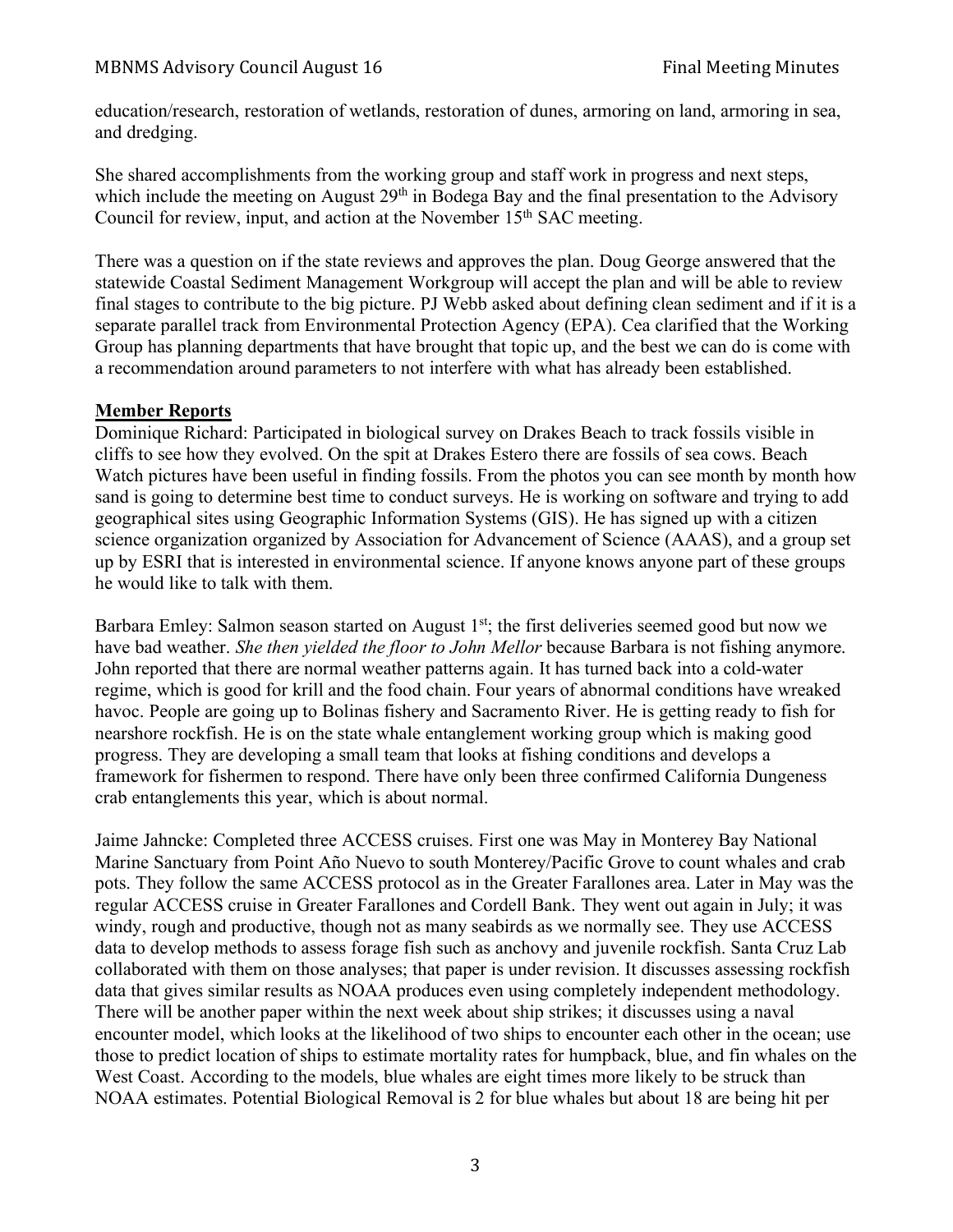education/research, restoration of wetlands, restoration of dunes, armoring on land, armoring in sea, and dredging.

She shared accomplishments from the working group and staff work in progress and next steps, which include the meeting on August 29th in Bodega Bay and the final presentation to the Advisory Council for review, input, and action at the November 15th SAC meeting.

There was a question on if the state reviews and approves the plan. Doug George answered that the statewide Coastal Sediment Management Workgroup will accept the plan and will be able to review final stages to contribute to the big picture. PJ Webb asked about defining clean sediment and if it is a separate parallel track from Environmental Protection Agency (EPA). Cea clarified that the Working Group has planning departments that have brought that topic up, and the best we can do is come with a recommendation around parameters to not interfere with what has already been established.

## Member Reports

Dominique Richard: Participated in biological survey on Drakes Beach to track fossils visible in cliffs to see how they evolved. On the spit at Drakes Estero there are fossils of sea cows. Beach Watch pictures have been useful in finding fossils. From the photos you can see month by month how sand is going to determine best time to conduct surveys. He is working on software and trying to add geographical sites using Geographic Information Systems (GIS). He has signed up with a citizen science organization organized by Association for Advancement of Science (AAAS), and a group set up by ESRI that is interested in environmental science. If anyone knows anyone part of these groups he would like to talk with them.

Barbara Emley: Salmon season started on August 1st; the first deliveries seemed good but now we have bad weather. *She then yielded the floor to John Mellor* because Barbara is not fishing anymore. John reported that there are normal weather patterns again. It has turned back into a cold-water regime, which is good for krill and the food chain. Four years of abnormal conditions have wreaked havoc. People are going up to Bolinas fishery and Sacramento River. He is getting ready to fish for nearshore rockfish. He is on the state whale entanglement working group which is making good progress. They are developing a small team that looks at fishing conditions and develops a framework for fishermen to respond. There have only been three confirmed California Dungeness crab entanglements this year, which is about normal.

Jaime Jahncke: Completed three ACCESS cruises. First one was May in Monterey Bay National Marine Sanctuary from Point Año Nuevo to south Monterey/Pacific Grove to count whales and crab pots. They follow the same ACCESS protocol as in the Greater Farallones area. Later in May was the regular ACCESS cruise in Greater Farallones and Cordell Bank. They went out again in July; it was windy, rough and productive, though not as many seabirds as we normally see. They use ACCESS data to develop methods to assess forage fish such as anchovy and juvenile rockfish. Santa Cruz Lab collaborated with them on those analyses; that paper is under revision. It discusses assessing rockfish data that gives similar results as NOAA produces even using completely independent methodology. There will be another paper within the next week about ship strikes; it discusses using a naval encounter model, which looks at the likelihood of two ships to encounter each other in the ocean; use those to predict location of ships to estimate mortality rates for humpback, blue, and fin whales on the West Coast. According to the models, blue whales are eight times more likely to be struck than NOAA estimates. Potential Biological Removal is 2 for blue whales but about 18 are being hit per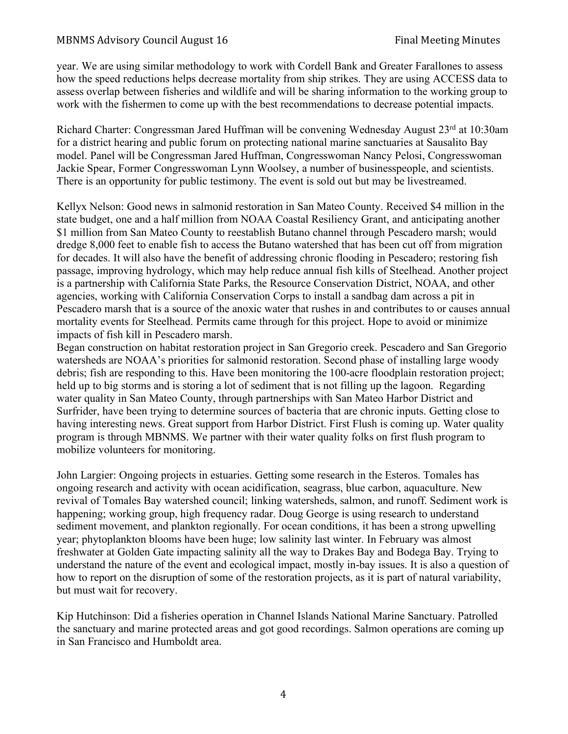year. We are using similar methodology to work with Cordell Bank and Greater Farallones to assess how the speed reductions helps decrease mortality from ship strikes. They are using ACCESS data to assess overlap between fisheries and wildlife and will be sharing information to the working group to work with the fishermen to come up with the best recommendations to decrease potential impacts.

Richard Charter: Congressman Jared Huffman will be convening Wednesday August 23rd at 10:30am for a district hearing and public forum on protecting national marine sanctuaries at Sausalito Bay model. Panel will be Congressman Jared Huffman, Congresswoman Nancy Pelosi, Congresswoman Jackie Spear, Former Congresswoman Lynn Woolsey, a number of businesspeople, and scientists. There is an opportunity for public testimony. The event is sold out but may be livestreamed.

Kellyx Nelson: Good news in salmonid restoration in San Mateo County. Received $4 million in the state budget, one and a half million from NOAA Coastal Resiliency Grant, and anticipating another $1 million from San Mateo County to reestablish Butano channel through Pescadero marsh; would dredge 8,000 feet to enable fish to access the Butano watershed that has been cut off from migration for decades. It will also have the benefit of addressing chronic flooding in Pescadero; restoring fish passage, improving hydrology, which may help reduce annual fish kills of Steelhead. Another project is a partnership with California State Parks, the Resource Conservation District, NOAA, and other agencies, working with California Conservation Corps to install a sandbag dam across a pit in Pescadero marsh that is a source of the anoxic water that rushes in and contributes to or causes annual mortality events for Steelhead. Permits came through for this project. Hope to avoid or minimize impacts of fish kill in Pescadero marsh.
Began construction on habitat restoration project in San Gregorio creek. Pescadero and San Gregorio watersheds are NOAA's priorities for salmonid restoration. Second phase of installing large woody debris; fish are responding to this. Have been monitoring the 100-acre floodplain restoration project; held up to big storms and is storing a lot of sediment that is not filling up the lagoon. Regarding water quality in San Mateo County, through partnerships with San Mateo Harbor District and Surfrider, have been trying to determine sources of bacteria that are chronic inputs. Getting close to having interesting news. Great support from Harbor District. First Flush is coming up. Water quality program is through MBNMS. We partner with their water quality folks on first flush program to mobilize volunteers for monitoring.

John Largier: Ongoing projects in estuaries. Getting some research in the Esteros. Tomales has ongoing research and activity with ocean acidification, seagrass, blue carbon, aquaculture. New revival of Tomales Bay watershed council; linking watersheds, salmon, and runoff. Sediment work is happening; working group, high frequency radar. Doug George is using research to understand sediment movement, and plankton regionally. For ocean conditions, it has been a strong upwelling year; phytoplankton blooms have been huge; low salinity last winter. In February was almost freshwater at Golden Gate impacting salinity all the way to Drakes Bay and Bodega Bay. Trying to understand the nature of the event and ecological impact, mostly in-bay issues. It is also a question of how to report on the disruption of some of the restoration projects, as it is part of natural variability, but must wait for recovery.

Kip Hutchinson: Did a fisheries operation in Channel Islands National Marine Sanctuary. Patrolled the sanctuary and marine protected areas and got good recordings. Salmon operations are coming up in San Francisco and Humboldt area.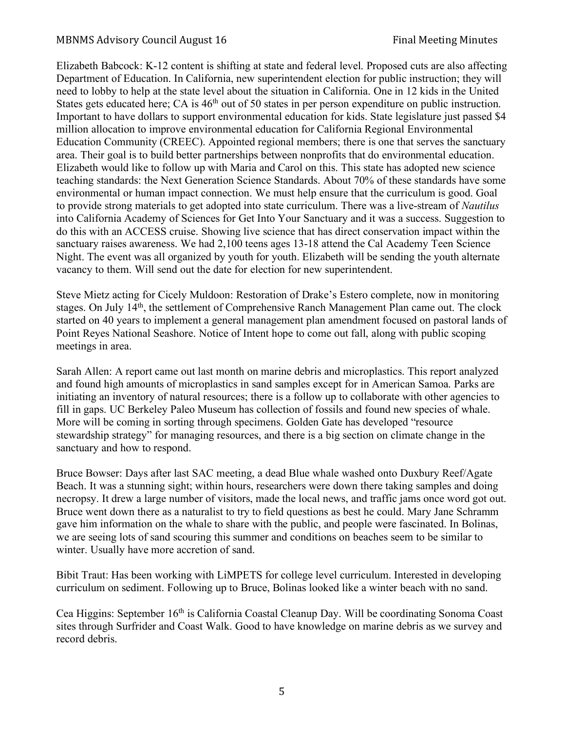Elizabeth Babcock: K-12 content is shifting at state and federal level. Proposed cuts are also affecting Department of Education. In California, new superintendent election for public instruction; they will need to lobby to help at the state level about the situation in California. One in 12 kids in the United States gets educated here; CA is 46th out of 50 states in per person expenditure on public instruction. Important to have dollars to support environmental education for kids. State legislature just passed $4 million allocation to improve environmental education for California Regional Environmental Education Community (CREEC). Appointed regional members; there is one that serves the sanctuary area. Their goal is to build better partnerships between nonprofits that do environmental education. Elizabeth would like to follow up with Maria and Carol on this. This state has adopted new science teaching standards: the Next Generation Science Standards. About 70% of these standards have some environmental or human impact connection. We must help ensure that the curriculum is good. Goal to provide strong materials to get adopted into state curriculum. There was a live-stream of *Nautilus* into California Academy of Sciences for Get Into Your Sanctuary and it was a success. Suggestion to do this with an ACCESS cruise. Showing live science that has direct conservation impact within the sanctuary raises awareness. We had 2,100 teens ages 13-18 attend the Cal Academy Teen Science Night. The event was all organized by youth for youth. Elizabeth will be sending the youth alternate vacancy to them. Will send out the date for election for new superintendent.

Steve Mietz acting for Cicely Muldoon: Restoration of Drake's Estero complete, now in monitoring stages. On July 14th, the settlement of Comprehensive Ranch Management Plan came out. The clock started on 40 years to implement a general management plan amendment focused on pastoral lands of Point Reyes National Seashore. Notice of Intent hope to come out fall, along with public scoping meetings in area.

Sarah Allen: A report came out last month on marine debris and microplastics. This report analyzed and found high amounts of microplastics in sand samples except for in American Samoa. Parks are initiating an inventory of natural resources; there is a follow up to collaborate with other agencies to fill in gaps. UC Berkeley Paleo Museum has collection of fossils and found new species of whale. More will be coming in sorting through specimens. Golden Gate has developed "resource stewardship strategy" for managing resources, and there is a big section on climate change in the sanctuary and how to respond.

Bruce Bowser: Days after last SAC meeting, a dead Blue whale washed onto Duxbury Reef/Agate Beach. It was a stunning sight; within hours, researchers were down there taking samples and doing necropsy. It drew a large number of visitors, made the local news, and traffic jams once word got out. Bruce went down there as a naturalist to try to field questions as best he could. Mary Jane Schramm gave him information on the whale to share with the public, and people were fascinated. In Bolinas, we are seeing lots of sand scouring this summer and conditions on beaches seem to be similar to winter. Usually have more accretion of sand.

Bibit Traut: Has been working with LiMPETS for college level curriculum. Interested in developing curriculum on sediment. Following up to Bruce, Bolinas looked like a winter beach with no sand.

Cea Higgins: September 16th is California Coastal Cleanup Day. Will be coordinating Sonoma Coast sites through Surfrider and Coast Walk. Good to have knowledge on marine debris as we survey and record debris.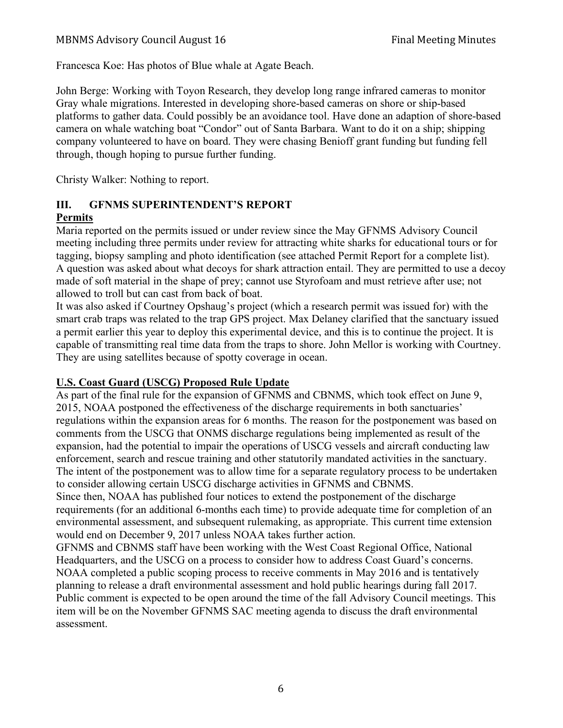Francesca Koe: Has photos of Blue whale at Agate Beach.

John Berge: Working with Toyon Research, they develop long range infrared cameras to monitor Gray whale migrations. Interested in developing shore-based cameras on shore or ship-based platforms to gather data. Could possibly be an avoidance tool. Have done an adaption of shore-based camera on whale watching boat "Condor" out of Santa Barbara. Want to do it on a ship; shipping company volunteered to have on board. They were chasing Benioff grant funding but funding fell through, though hoping to pursue further funding.

Christy Walker: Nothing to report.

## III. GFNMS SUPERINTENDENT'S REPORT

### Permits

Maria reported on the permits issued or under review since the May GFNMS Advisory Council meeting including three permits under review for attracting white sharks for educational tours or for tagging, biopsy sampling and photo identification (see attached Permit Report for a complete list). A question was asked about what decoys for shark attraction entail. They are permitted to use a decoy made of soft material in the shape of prey; cannot use Styrofoam and must retrieve after use; not allowed to troll but can cast from back of boat.

It was also asked if Courtney Opshaug's project (which a research permit was issued for) with the smart crab traps was related to the trap GPS project. Max Delaney clarified that the sanctuary issued a permit earlier this year to deploy this experimental device, and this is to continue the project. It is capable of transmitting real time data from the traps to shore. John Mellor is working with Courtney. They are using satellites because of spotty coverage in ocean.

### U.S. Coast Guard (USCG) Proposed Rule Update

As part of the final rule for the expansion of GFNMS and CBNMS, which took effect on June 9, 2015, NOAA postponed the effectiveness of the discharge requirements in both sanctuaries' regulations within the expansion areas for 6 months. The reason for the postponement was based on comments from the USCG that ONMS discharge regulations being implemented as result of the expansion, had the potential to impair the operations of USCG vessels and aircraft conducting law enforcement, search and rescue training and other statutorily mandated activities in the sanctuary. The intent of the postponement was to allow time for a separate regulatory process to be undertaken to consider allowing certain USCG discharge activities in GFNMS and CBNMS.

Since then, NOAA has published four notices to extend the postponement of the discharge requirements (for an additional 6-months each time) to provide adequate time for completion of an environmental assessment, and subsequent rulemaking, as appropriate. This current time extension would end on December 9, 2017 unless NOAA takes further action.

GFNMS and CBNMS staff have been working with the West Coast Regional Office, National Headquarters, and the USCG on a process to consider how to address Coast Guard's concerns. NOAA completed a public scoping process to receive comments in May 2016 and is tentatively planning to release a draft environmental assessment and hold public hearings during fall 2017. Public comment is expected to be open around the time of the fall Advisory Council meetings. This item will be on the November GFNMS SAC meeting agenda to discuss the draft environmental assessment.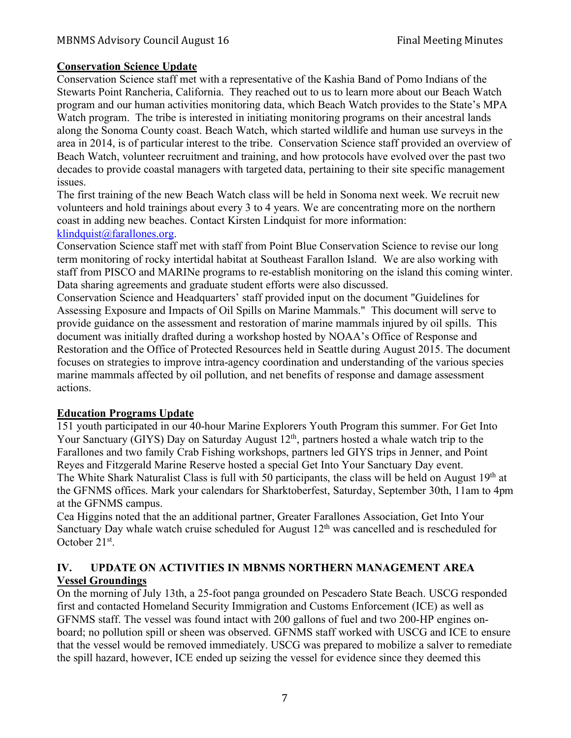**Conservation Science Update**

Conservation Science staff met with a representative of the Kashia Band of Pomo Indians of the Stewarts Point Rancheria, California. They reached out to us to learn more about our Beach Watch program and our human activities monitoring data, which Beach Watch provides to the State's MPA Watch program. The tribe is interested in initiating monitoring programs on their ancestral lands along the Sonoma County coast. Beach Watch, which started wildlife and human use surveys in the area in 2014, is of particular interest to the tribe. Conservation Science staff provided an overview of Beach Watch, volunteer recruitment and training, and how protocols have evolved over the past two decades to provide coastal managers with targeted data, pertaining to their site specific management issues.

The first training of the new Beach Watch class will be held in Sonoma next week. We recruit new volunteers and hold trainings about every 3 to 4 years. We are concentrating more on the northern coast in adding new beaches. Contact Kirsten Lindquist for more information: klindquist@farallones.org.

Conservation Science staff met with staff from Point Blue Conservation Science to revise our long term monitoring of rocky intertidal habitat at Southeast Farallon Island. We are also working with staff from PISCO and MARINe programs to re-establish monitoring on the island this coming winter. Data sharing agreements and graduate student efforts were also discussed.

Conservation Science and Headquarters' staff provided input on the document "Guidelines for Assessing Exposure and Impacts of Oil Spills on Marine Mammals." This document will serve to provide guidance on the assessment and restoration of marine mammals injured by oil spills. This document was initially drafted during a workshop hosted by NOAA's Office of Response and Restoration and the Office of Protected Resources held in Seattle during August 2015. The document focuses on strategies to improve intra-agency coordination and understanding of the various species marine mammals affected by oil pollution, and net benefits of response and damage assessment actions.

**Education Programs Update**

151 youth participated in our 40-hour Marine Explorers Youth Program this summer. For Get Into Your Sanctuary (GIYS) Day on Saturday August 12th, partners hosted a whale watch trip to the Farallones and two family Crab Fishing workshops, partners led GIYS trips in Jenner, and Point Reyes and Fitzgerald Marine Reserve hosted a special Get Into Your Sanctuary Day event.

The White Shark Naturalist Class is full with 50 participants, the class will be held on August 19th at the GFNMS offices. Mark your calendars for Sharktoberfest, Saturday, September 30th, 11am to 4pm at the GFNMS campus.

Cea Higgins noted that the an additional partner, Greater Farallones Association, Get Into Your Sanctuary Day whale watch cruise scheduled for August 12th was cancelled and is rescheduled for October 21st.

## IV. UPDATE ON ACTIVITIES IN MBNMS NORTHERN MANAGEMENT AREA

**Vessel Groundings**

On the morning of July 13th, a 25-foot panga grounded on Pescadero State Beach. USCG responded first and contacted Homeland Security Immigration and Customs Enforcement (ICE) as well as GFNMS staff. The vessel was found intact with 200 gallons of fuel and two 200-HP engines on-board; no pollution spill or sheen was observed. GFNMS staff worked with USCG and ICE to ensure that the vessel would be removed immediately. USCG was prepared to mobilize a salver to remediate the spill hazard, however, ICE ended up seizing the vessel for evidence since they deemed this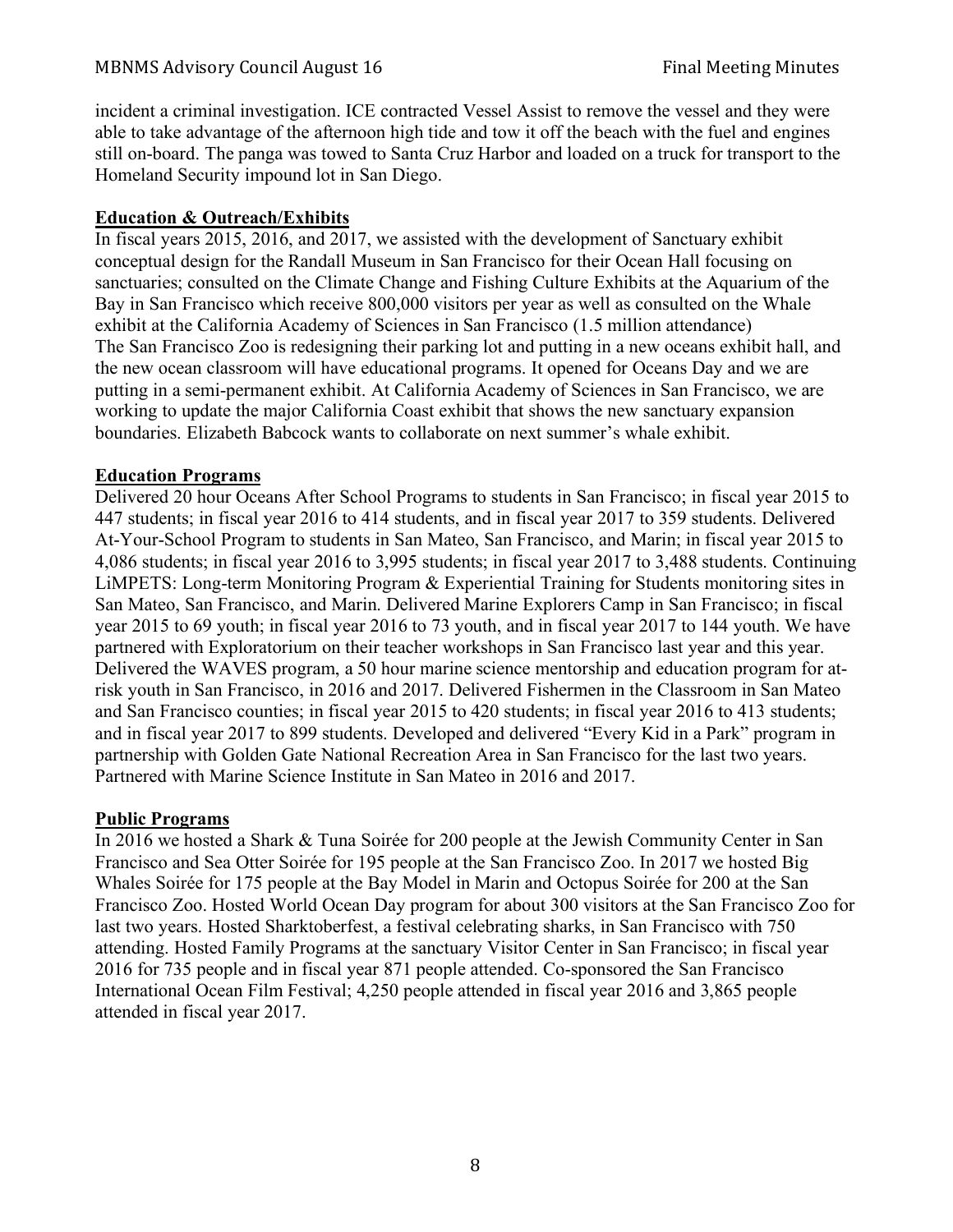incident a criminal investigation. ICE contracted Vessel Assist to remove the vessel and they were able to take advantage of the afternoon high tide and tow it off the beach with the fuel and engines still on-board. The panga was towed to Santa Cruz Harbor and loaded on a truck for transport to the Homeland Security impound lot in San Diego.

**Education & Outreach/Exhibits**

In fiscal years 2015, 2016, and 2017, we assisted with the development of Sanctuary exhibit conceptual design for the Randall Museum in San Francisco for their Ocean Hall focusing on sanctuaries; consulted on the Climate Change and Fishing Culture Exhibits at the Aquarium of the Bay in San Francisco which receive 800,000 visitors per year as well as consulted on the Whale exhibit at the California Academy of Sciences in San Francisco (1.5 million attendance)
The San Francisco Zoo is redesigning their parking lot and putting in a new oceans exhibit hall, and the new ocean classroom will have educational programs. It opened for Oceans Day and we are putting in a semi-permanent exhibit. At California Academy of Sciences in San Francisco, we are working to update the major California Coast exhibit that shows the new sanctuary expansion boundaries. Elizabeth Babcock wants to collaborate on next summer's whale exhibit.

**Education Programs**

Delivered 20 hour Oceans After School Programs to students in San Francisco; in fiscal year 2015 to 447 students; in fiscal year 2016 to 414 students, and in fiscal year 2017 to 359 students. Delivered At-Your-School Program to students in San Mateo, San Francisco, and Marin; in fiscal year 2015 to 4,086 students; in fiscal year 2016 to 3,995 students; in fiscal year 2017 to 3,488 students. Continuing LiMPETS: Long-term Monitoring Program & Experiential Training for Students monitoring sites in San Mateo, San Francisco, and Marin. Delivered Marine Explorers Camp in San Francisco; in fiscal year 2015 to 69 youth; in fiscal year 2016 to 73 youth, and in fiscal year 2017 to 144 youth. We have partnered with Exploratorium on their teacher workshops in San Francisco last year and this year. Delivered the WAVES program, a 50 hour marine science mentorship and education program for at-risk youth in San Francisco, in 2016 and 2017. Delivered Fishermen in the Classroom in San Mateo and San Francisco counties; in fiscal year 2015 to 420 students; in fiscal year 2016 to 413 students; and in fiscal year 2017 to 899 students. Developed and delivered "Every Kid in a Park" program in partnership with Golden Gate National Recreation Area in San Francisco for the last two years. Partnered with Marine Science Institute in San Mateo in 2016 and 2017.

**Public Programs**

In 2016 we hosted a Shark & Tuna Soirée for 200 people at the Jewish Community Center in San Francisco and Sea Otter Soirée for 195 people at the San Francisco Zoo. In 2017 we hosted Big Whales Soirée for 175 people at the Bay Model in Marin and Octopus Soirée for 200 at the San Francisco Zoo. Hosted World Ocean Day program for about 300 visitors at the San Francisco Zoo for last two years. Hosted Sharktoberfest, a festival celebrating sharks, in San Francisco with 750 attending. Hosted Family Programs at the sanctuary Visitor Center in San Francisco; in fiscal year 2016 for 735 people and in fiscal year 871 people attended. Co-sponsored the San Francisco International Ocean Film Festival; 4,250 people attended in fiscal year 2016 and 3,865 people attended in fiscal year 2017.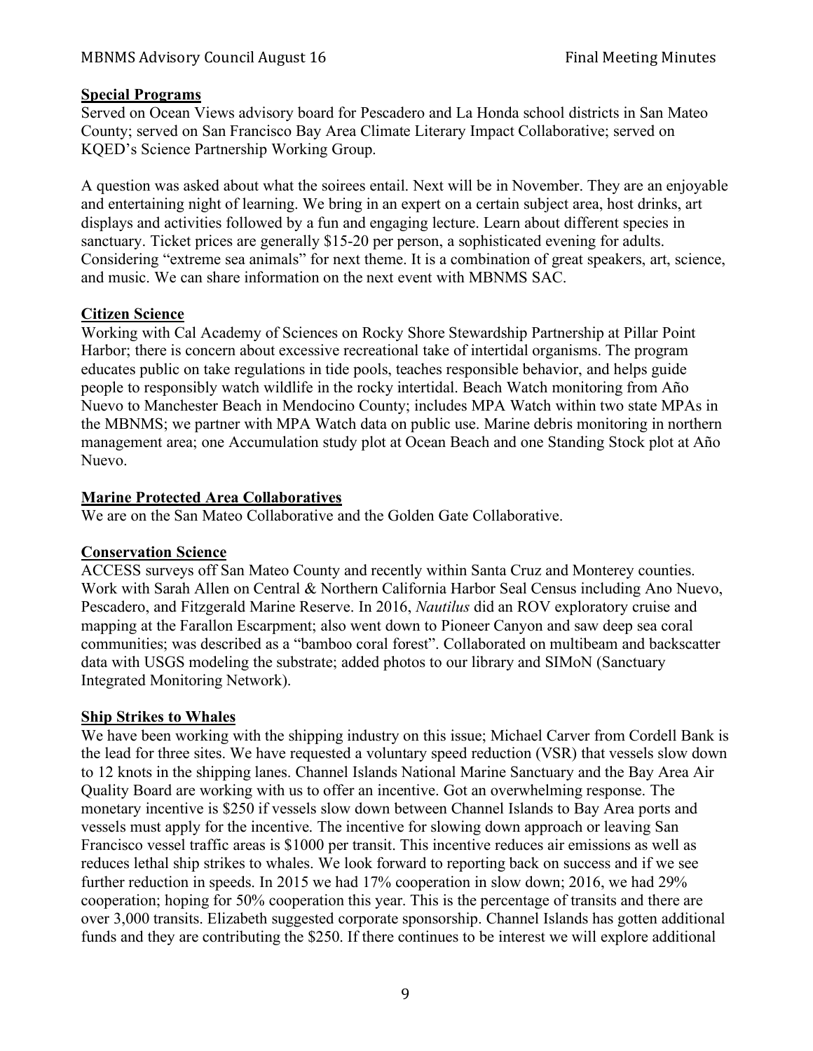**Special Programs**

Served on Ocean Views advisory board for Pescadero and La Honda school districts in San Mateo County; served on San Francisco Bay Area Climate Literary Impact Collaborative; served on KQED's Science Partnership Working Group.

A question was asked about what the soirees entail. Next will be in November. They are an enjoyable and entertaining night of learning. We bring in an expert on a certain subject area, host drinks, art displays and activities followed by a fun and engaging lecture. Learn about different species in sanctuary. Ticket prices are generally \$15-20 per person, a sophisticated evening for adults. Considering "extreme sea animals" for next theme. It is a combination of great speakers, art, science, and music. We can share information on the next event with MBNMS SAC.

**Citizen Science**

Working with Cal Academy of Sciences on Rocky Shore Stewardship Partnership at Pillar Point Harbor; there is concern about excessive recreational take of intertidal organisms. The program educates public on take regulations in tide pools, teaches responsible behavior, and helps guide people to responsibly watch wildlife in the rocky intertidal. Beach Watch monitoring from Año Nuevo to Manchester Beach in Mendocino County; includes MPA Watch within two state MPAs in the MBNMS; we partner with MPA Watch data on public use. Marine debris monitoring in northern management area; one Accumulation study plot at Ocean Beach and one Standing Stock plot at Año Nuevo.

**Marine Protected Area Collaboratives**

We are on the San Mateo Collaborative and the Golden Gate Collaborative.

**Conservation Science**

ACCESS surveys off San Mateo County and recently within Santa Cruz and Monterey counties. Work with Sarah Allen on Central & Northern California Harbor Seal Census including Ano Nuevo, Pescadero, and Fitzgerald Marine Reserve. In 2016, *Nautilus* did an ROV exploratory cruise and mapping at the Farallon Escarpment; also went down to Pioneer Canyon and saw deep sea coral communities; was described as a "bamboo coral forest". Collaborated on multibeam and backscatter data with USGS modeling the substrate; added photos to our library and SIMoN (Sanctuary Integrated Monitoring Network).

**Ship Strikes to Whales**

We have been working with the shipping industry on this issue; Michael Carver from Cordell Bank is the lead for three sites. We have requested a voluntary speed reduction (VSR) that vessels slow down to 12 knots in the shipping lanes. Channel Islands National Marine Sanctuary and the Bay Area Air Quality Board are working with us to offer an incentive. Got an overwhelming response. The monetary incentive is \$250 if vessels slow down between Channel Islands to Bay Area ports and vessels must apply for the incentive. The incentive for slowing down approach or leaving San Francisco vessel traffic areas is \$1000 per transit. This incentive reduces air emissions as well as reduces lethal ship strikes to whales. We look forward to reporting back on success and if we see further reduction in speeds. In 2015 we had 17% cooperation in slow down; 2016, we had 29% cooperation; hoping for 50% cooperation this year. This is the percentage of transits and there are over 3,000 transits. Elizabeth suggested corporate sponsorship. Channel Islands has gotten additional funds and they are contributing the \$250. If there continues to be interest we will explore additional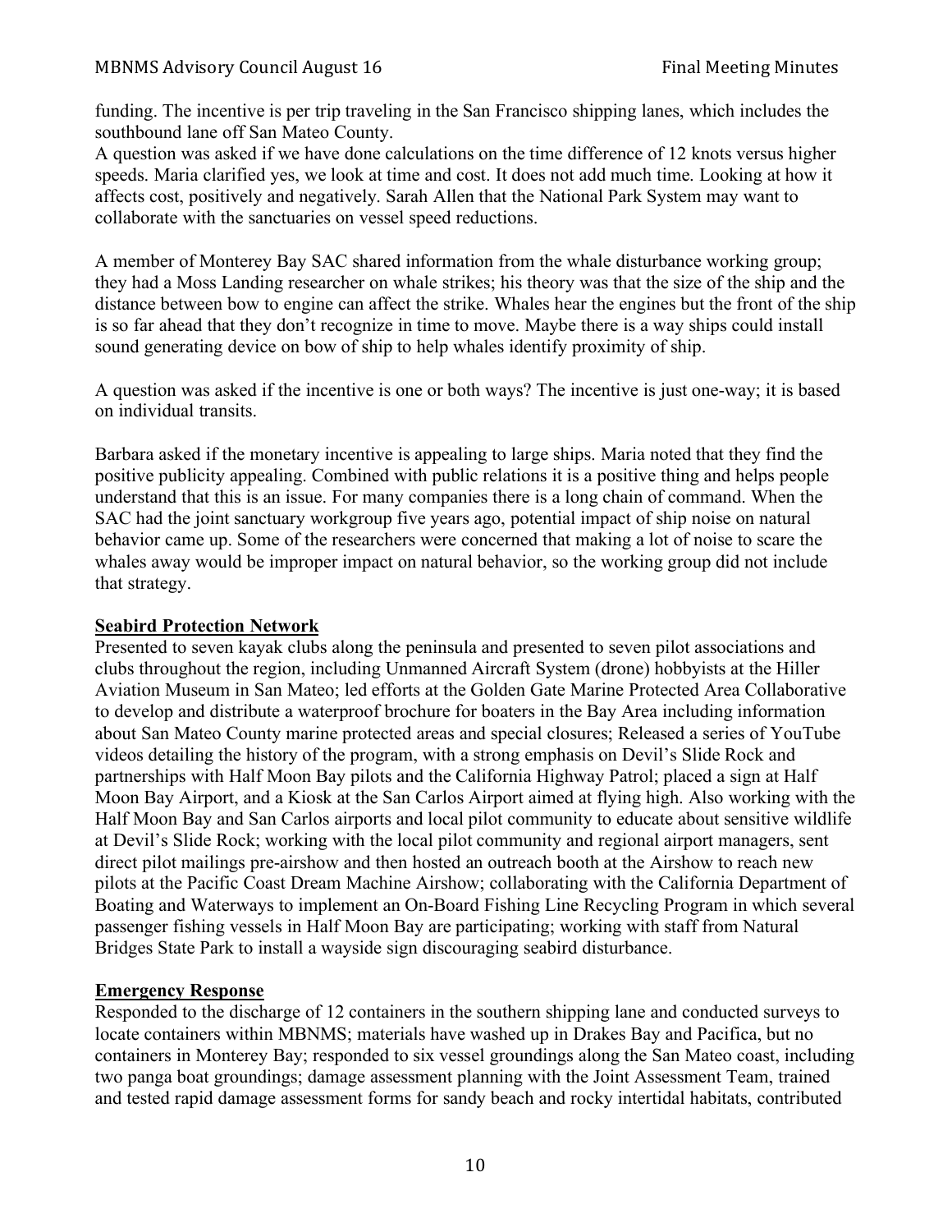funding. The incentive is per trip traveling in the San Francisco shipping lanes, which includes the southbound lane off San Mateo County.
A question was asked if we have done calculations on the time difference of 12 knots versus higher speeds. Maria clarified yes, we look at time and cost. It does not add much time. Looking at how it affects cost, positively and negatively. Sarah Allen that the National Park System may want to collaborate with the sanctuaries on vessel speed reductions.

A member of Monterey Bay SAC shared information from the whale disturbance working group; they had a Moss Landing researcher on whale strikes; his theory was that the size of the ship and the distance between bow to engine can affect the strike. Whales hear the engines but the front of the ship is so far ahead that they don't recognize in time to move. Maybe there is a way ships could install sound generating device on bow of ship to help whales identify proximity of ship.

A question was asked if the incentive is one or both ways? The incentive is just one-way; it is based on individual transits.

Barbara asked if the monetary incentive is appealing to large ships. Maria noted that they find the positive publicity appealing. Combined with public relations it is a positive thing and helps people understand that this is an issue. For many companies there is a long chain of command. When the SAC had the joint sanctuary workgroup five years ago, potential impact of ship noise on natural behavior came up. Some of the researchers were concerned that making a lot of noise to scare the whales away would be improper impact on natural behavior, so the working group did not include that strategy.

**Seabird Protection Network**

Presented to seven kayak clubs along the peninsula and presented to seven pilot associations and clubs throughout the region, including Unmanned Aircraft System (drone) hobbyists at the Hiller Aviation Museum in San Mateo; led efforts at the Golden Gate Marine Protected Area Collaborative to develop and distribute a waterproof brochure for boaters in the Bay Area including information about San Mateo County marine protected areas and special closures; Released a series of YouTube videos detailing the history of the program, with a strong emphasis on Devil's Slide Rock and partnerships with Half Moon Bay pilots and the California Highway Patrol; placed a sign at Half Moon Bay Airport, and a Kiosk at the San Carlos Airport aimed at flying high. Also working with the Half Moon Bay and San Carlos airports and local pilot community to educate about sensitive wildlife at Devil's Slide Rock; working with the local pilot community and regional airport managers, sent direct pilot mailings pre-airshow and then hosted an outreach booth at the Airshow to reach new pilots at the Pacific Coast Dream Machine Airshow; collaborating with the California Department of Boating and Waterways to implement an On-Board Fishing Line Recycling Program in which several passenger fishing vessels in Half Moon Bay are participating; working with staff from Natural Bridges State Park to install a wayside sign discouraging seabird disturbance.

**Emergency Response**

Responded to the discharge of 12 containers in the southern shipping lane and conducted surveys to locate containers within MBNMS; materials have washed up in Drakes Bay and Pacifica, but no containers in Monterey Bay; responded to six vessel groundings along the San Mateo coast, including two panga boat groundings; damage assessment planning with the Joint Assessment Team, trained and tested rapid damage assessment forms for sandy beach and rocky intertidal habitats, contributed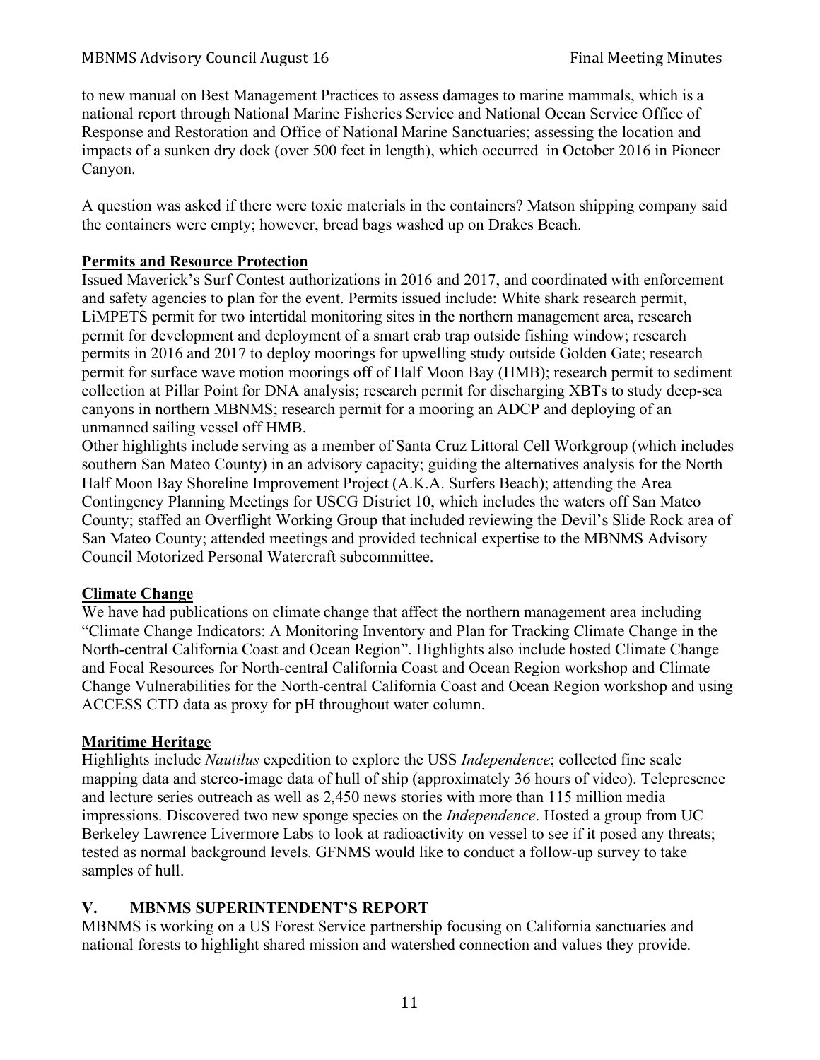to new manual on Best Management Practices to assess damages to marine mammals, which is a national report through National Marine Fisheries Service and National Ocean Service Office of Response and Restoration and Office of National Marine Sanctuaries; assessing the location and impacts of a sunken dry dock (over 500 feet in length), which occurred in October 2016 in Pioneer Canyon.

A question was asked if there were toxic materials in the containers? Matson shipping company said the containers were empty; however, bread bags washed up on Drakes Beach.

**Permits and Resource Protection**

Issued Maverick's Surf Contest authorizations in 2016 and 2017, and coordinated with enforcement and safety agencies to plan for the event. Permits issued include: White shark research permit, LiMPETS permit for two intertidal monitoring sites in the northern management area, research permit for development and deployment of a smart crab trap outside fishing window; research permits in 2016 and 2017 to deploy moorings for upwelling study outside Golden Gate; research permit for surface wave motion moorings off of Half Moon Bay (HMB); research permit to sediment collection at Pillar Point for DNA analysis; research permit for discharging XBTs to study deep-sea canyons in northern MBNMS; research permit for a mooring an ADCP and deploying of an unmanned sailing vessel off HMB.

Other highlights include serving as a member of Santa Cruz Littoral Cell Workgroup (which includes southern San Mateo County) in an advisory capacity; guiding the alternatives analysis for the North Half Moon Bay Shoreline Improvement Project (A.K.A. Surfers Beach); attending the Area Contingency Planning Meetings for USCG District 10, which includes the waters off San Mateo County; staffed an Overflight Working Group that included reviewing the Devil's Slide Rock area of San Mateo County; attended meetings and provided technical expertise to the MBNMS Advisory Council Motorized Personal Watercraft subcommittee.

**Climate Change**

We have had publications on climate change that affect the northern management area including "Climate Change Indicators: A Monitoring Inventory and Plan for Tracking Climate Change in the North-central California Coast and Ocean Region". Highlights also include hosted Climate Change and Focal Resources for North-central California Coast and Ocean Region workshop and Climate Change Vulnerabilities for the North-central California Coast and Ocean Region workshop and using ACCESS CTD data as proxy for pH throughout water column.

**Maritime Heritage**

Highlights include *Nautilus* expedition to explore the USS *Independence*; collected fine scale mapping data and stereo-image data of hull of ship (approximately 36 hours of video). Telepresence and lecture series outreach as well as 2,450 news stories with more than 115 million media impressions. Discovered two new sponge species on the *Independence*. Hosted a group from UC Berkeley Lawrence Livermore Labs to look at radioactivity on vessel to see if it posed any threats; tested as normal background levels. GFNMS would like to conduct a follow-up survey to take samples of hull.

## V. MBNMS SUPERINTENDENT'S REPORT

MBNMS is working on a US Forest Service partnership focusing on California sanctuaries and national forests to highlight shared mission and watershed connection and values they provide.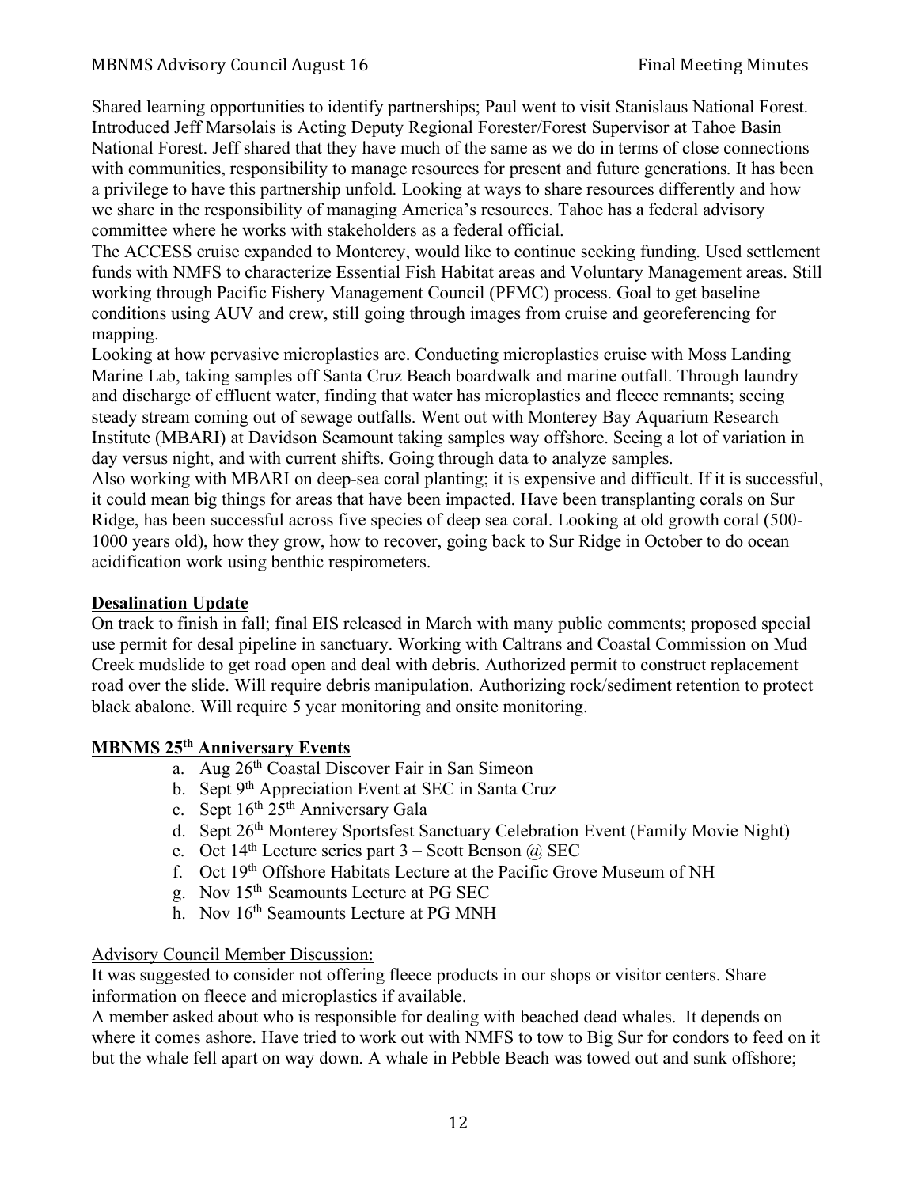Shared learning opportunities to identify partnerships; Paul went to visit Stanislaus National Forest. Introduced Jeff Marsolais is Acting Deputy Regional Forester/Forest Supervisor at Tahoe Basin National Forest. Jeff shared that they have much of the same as we do in terms of close connections with communities, responsibility to manage resources for present and future generations. It has been a privilege to have this partnership unfold. Looking at ways to share resources differently and how we share in the responsibility of managing America's resources. Tahoe has a federal advisory committee where he works with stakeholders as a federal official.

The ACCESS cruise expanded to Monterey, would like to continue seeking funding. Used settlement funds with NMFS to characterize Essential Fish Habitat areas and Voluntary Management areas. Still working through Pacific Fishery Management Council (PFMC) process. Goal to get baseline conditions using AUV and crew, still going through images from cruise and georeferencing for mapping.

Looking at how pervasive microplastics are. Conducting microplastics cruise with Moss Landing Marine Lab, taking samples off Santa Cruz Beach boardwalk and marine outfall. Through laundry and discharge of effluent water, finding that water has microplastics and fleece remnants; seeing steady stream coming out of sewage outfalls. Went out with Monterey Bay Aquarium Research Institute (MBARI) at Davidson Seamount taking samples way offshore. Seeing a lot of variation in day versus night, and with current shifts. Going through data to analyze samples.

Also working with MBARI on deep-sea coral planting; it is expensive and difficult. If it is successful, it could mean big things for areas that have been impacted. Have been transplanting corals on Sur Ridge, has been successful across five species of deep sea coral. Looking at old growth coral (500-1000 years old), how they grow, how to recover, going back to Sur Ridge in October to do ocean acidification work using benthic respirometers.

**Desalination Update**

On track to finish in fall; final EIS released in March with many public comments; proposed special use permit for desal pipeline in sanctuary. Working with Caltrans and Coastal Commission on Mud Creek mudslide to get road open and deal with debris. Authorized permit to construct replacement road over the slide. Will require debris manipulation. Authorizing rock/sediment retention to protect black abalone. Will require 5 year monitoring and onsite monitoring.

**MBNMS 25th Anniversary Events**

a. Aug 26th Coastal Discover Fair in San Simeon
b. Sept 9th Appreciation Event at SEC in Santa Cruz
c. Sept 16th 25th Anniversary Gala
d. Sept 26th Monterey Sportsfest Sanctuary Celebration Event (Family Movie Night)
e. Oct 14th Lecture series part 3 – Scott Benson @ SEC
f. Oct 19th Offshore Habitats Lecture at the Pacific Grove Museum of NH
g. Nov 15th Seamounts Lecture at PG SEC
h. Nov 16th Seamounts Lecture at PG MNH

Advisory Council Member Discussion:

It was suggested to consider not offering fleece products in our shops or visitor centers. Share information on fleece and microplastics if available.

A member asked about who is responsible for dealing with beached dead whales. It depends on where it comes ashore. Have tried to work out with NMFS to tow to Big Sur for condors to feed on it but the whale fell apart on way down. A whale in Pebble Beach was towed out and sunk offshore;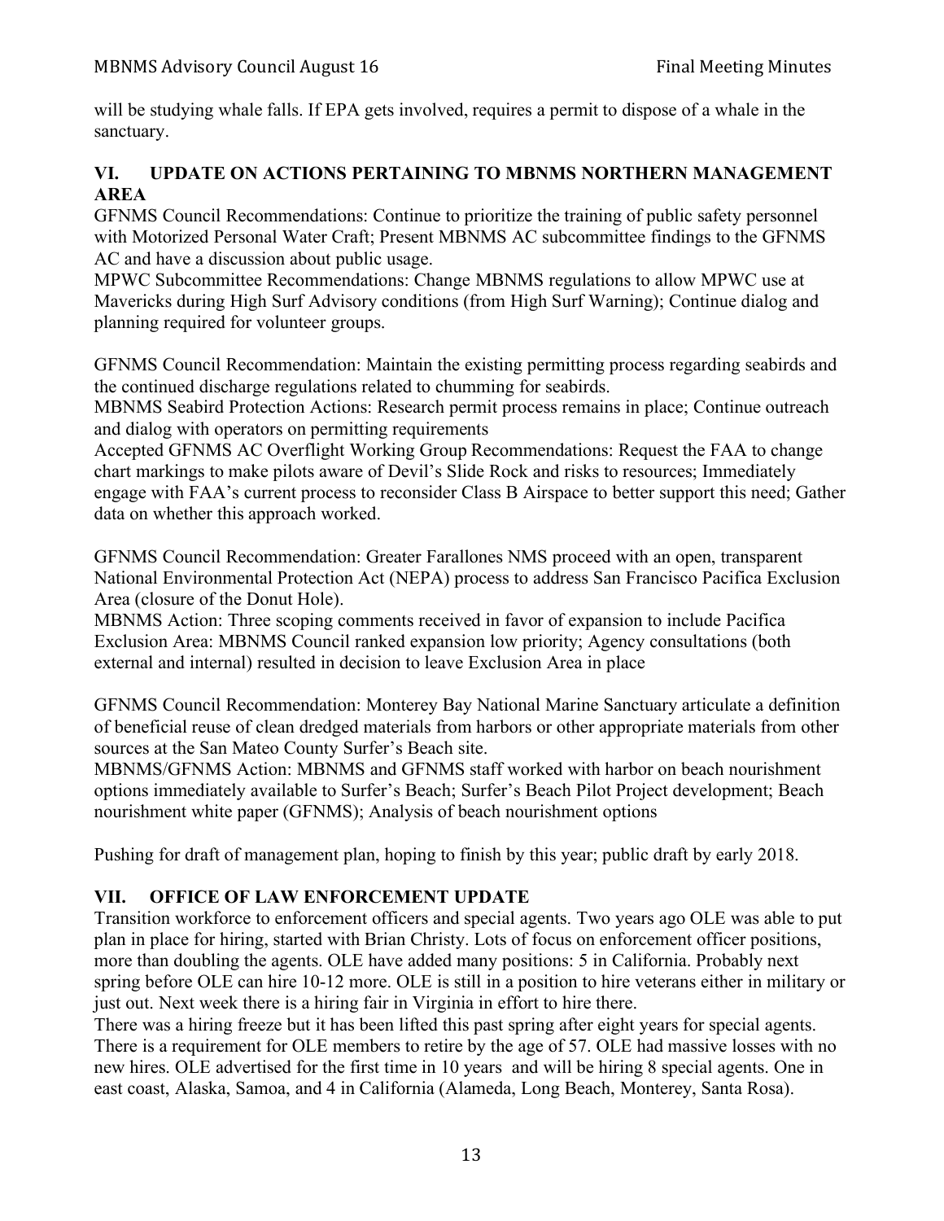will be studying whale falls. If EPA gets involved, requires a permit to dispose of a whale in the sanctuary.

## VI. UPDATE ON ACTIONS PERTAINING TO MBNMS NORTHERN MANAGEMENT AREA

GFNMS Council Recommendations: Continue to prioritize the training of public safety personnel with Motorized Personal Water Craft; Present MBNMS AC subcommittee findings to the GFNMS AC and have a discussion about public usage.
MPWC Subcommittee Recommendations: Change MBNMS regulations to allow MPWC use at Mavericks during High Surf Advisory conditions (from High Surf Warning); Continue dialog and planning required for volunteer groups.

GFNMS Council Recommendation: Maintain the existing permitting process regarding seabirds and the continued discharge regulations related to chumming for seabirds.
MBNMS Seabird Protection Actions: Research permit process remains in place; Continue outreach and dialog with operators on permitting requirements
Accepted GFNMS AC Overflight Working Group Recommendations: Request the FAA to change chart markings to make pilots aware of Devil's Slide Rock and risks to resources; Immediately engage with FAA's current process to reconsider Class B Airspace to better support this need; Gather data on whether this approach worked.

GFNMS Council Recommendation: Greater Farallones NMS proceed with an open, transparent National Environmental Protection Act (NEPA) process to address San Francisco Pacifica Exclusion Area (closure of the Donut Hole).
MBNMS Action: Three scoping comments received in favor of expansion to include Pacifica Exclusion Area: MBNMS Council ranked expansion low priority; Agency consultations (both external and internal) resulted in decision to leave Exclusion Area in place

GFNMS Council Recommendation: Monterey Bay National Marine Sanctuary articulate a definition of beneficial reuse of clean dredged materials from harbors or other appropriate materials from other sources at the San Mateo County Surfer's Beach site.
MBNMS/GFNMS Action: MBNMS and GFNMS staff worked with harbor on beach nourishment options immediately available to Surfer's Beach; Surfer's Beach Pilot Project development; Beach nourishment white paper (GFNMS); Analysis of beach nourishment options

Pushing for draft of management plan, hoping to finish by this year; public draft by early 2018.

## VII. OFFICE OF LAW ENFORCEMENT UPDATE

Transition workforce to enforcement officers and special agents. Two years ago OLE was able to put plan in place for hiring, started with Brian Christy. Lots of focus on enforcement officer positions, more than doubling the agents. OLE have added many positions: 5 in California. Probably next spring before OLE can hire 10-12 more. OLE is still in a position to hire veterans either in military or just out. Next week there is a hiring fair in Virginia in effort to hire there.
There was a hiring freeze but it has been lifted this past spring after eight years for special agents. There is a requirement for OLE members to retire by the age of 57. OLE had massive losses with no new hires. OLE advertised for the first time in 10 years and will be hiring 8 special agents. One in east coast, Alaska, Samoa, and 4 in California (Alameda, Long Beach, Monterey, Santa Rosa).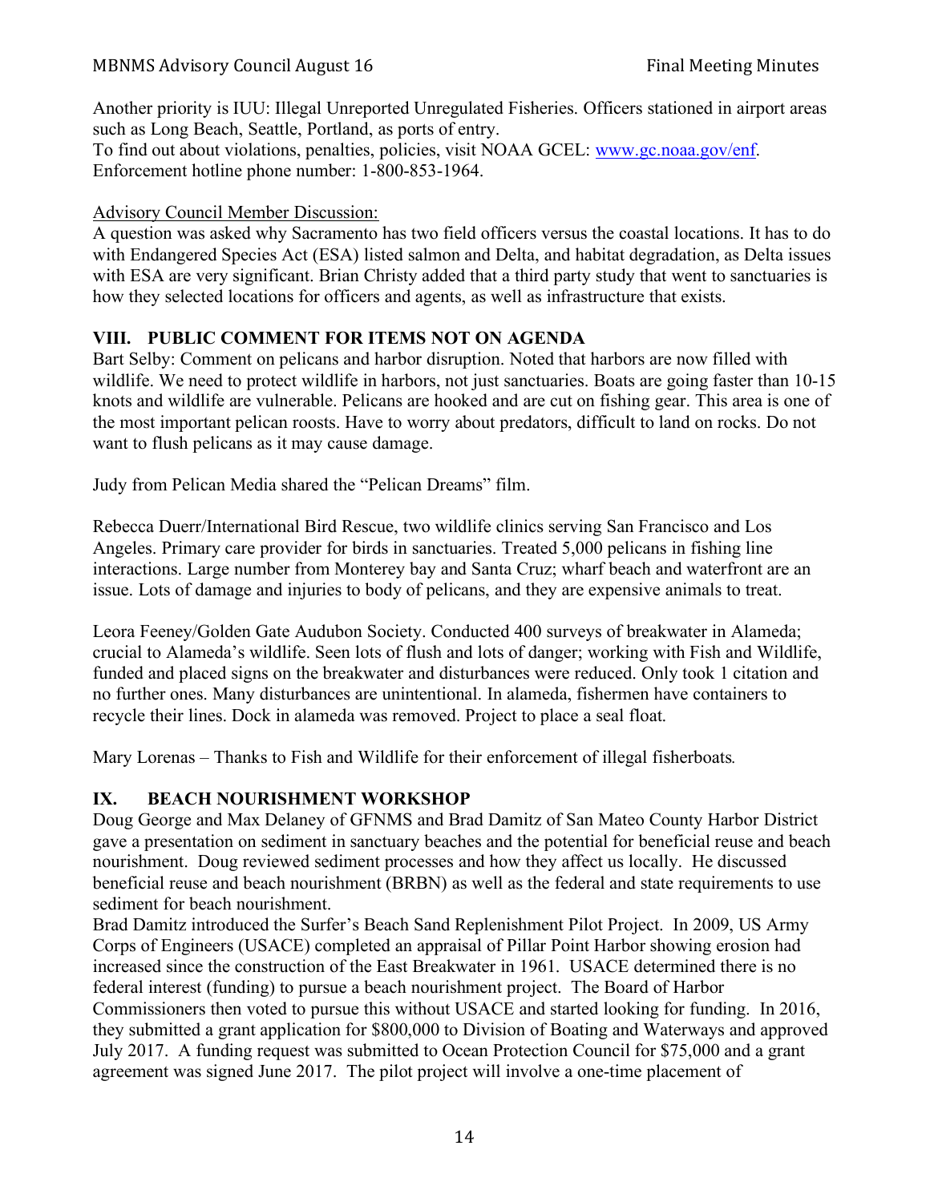Another priority is IUU: Illegal Unreported Unregulated Fisheries. Officers stationed in airport areas such as Long Beach, Seattle, Portland, as ports of entry.
To find out about violations, penalties, policies, visit NOAA GCEL: www.gc.noaa.gov/enf.
Enforcement hotline phone number: 1-800-853-1964.

Advisory Council Member Discussion:
A question was asked why Sacramento has two field officers versus the coastal locations. It has to do with Endangered Species Act (ESA) listed salmon and Delta, and habitat degradation, as Delta issues with ESA are very significant. Brian Christy added that a third party study that went to sanctuaries is how they selected locations for officers and agents, as well as infrastructure that exists.

## VIII. PUBLIC COMMENT FOR ITEMS NOT ON AGENDA

Bart Selby: Comment on pelicans and harbor disruption. Noted that harbors are now filled with wildlife. We need to protect wildlife in harbors, not just sanctuaries. Boats are going faster than 10-15 knots and wildlife are vulnerable. Pelicans are hooked and are cut on fishing gear. This area is one of the most important pelican roosts. Have to worry about predators, difficult to land on rocks. Do not want to flush pelicans as it may cause damage.

Judy from Pelican Media shared the "Pelican Dreams" film.

Rebecca Duerr/International Bird Rescue, two wildlife clinics serving San Francisco and Los Angeles. Primary care provider for birds in sanctuaries. Treated 5,000 pelicans in fishing line interactions. Large number from Monterey bay and Santa Cruz; wharf beach and waterfront are an issue. Lots of damage and injuries to body of pelicans, and they are expensive animals to treat.

Leora Feeney/Golden Gate Audubon Society. Conducted 400 surveys of breakwater in Alameda; crucial to Alameda's wildlife. Seen lots of flush and lots of danger; working with Fish and Wildlife, funded and placed signs on the breakwater and disturbances were reduced. Only took 1 citation and no further ones. Many disturbances are unintentional. In alameda, fishermen have containers to recycle their lines. Dock in alameda was removed. Project to place a seal float.

Mary Lorenas – Thanks to Fish and Wildlife for their enforcement of illegal fisherboats.

## IX. BEACH NOURISHMENT WORKSHOP

Doug George and Max Delaney of GFNMS and Brad Damitz of San Mateo County Harbor District gave a presentation on sediment in sanctuary beaches and the potential for beneficial reuse and beach nourishment. Doug reviewed sediment processes and how they affect us locally. He discussed beneficial reuse and beach nourishment (BRBN) as well as the federal and state requirements to use sediment for beach nourishment.
Brad Damitz introduced the Surfer's Beach Sand Replenishment Pilot Project. In 2009, US Army Corps of Engineers (USACE) completed an appraisal of Pillar Point Harbor showing erosion had increased since the construction of the East Breakwater in 1961. USACE determined there is no federal interest (funding) to pursue a beach nourishment project. The Board of Harbor Commissioners then voted to pursue this without USACE and started looking for funding. In 2016, they submitted a grant application for $800,000 to Division of Boating and Waterways and approved July 2017. A funding request was submitted to Ocean Protection Council for $75,000 and a grant agreement was signed June 2017. The pilot project will involve a one-time placement of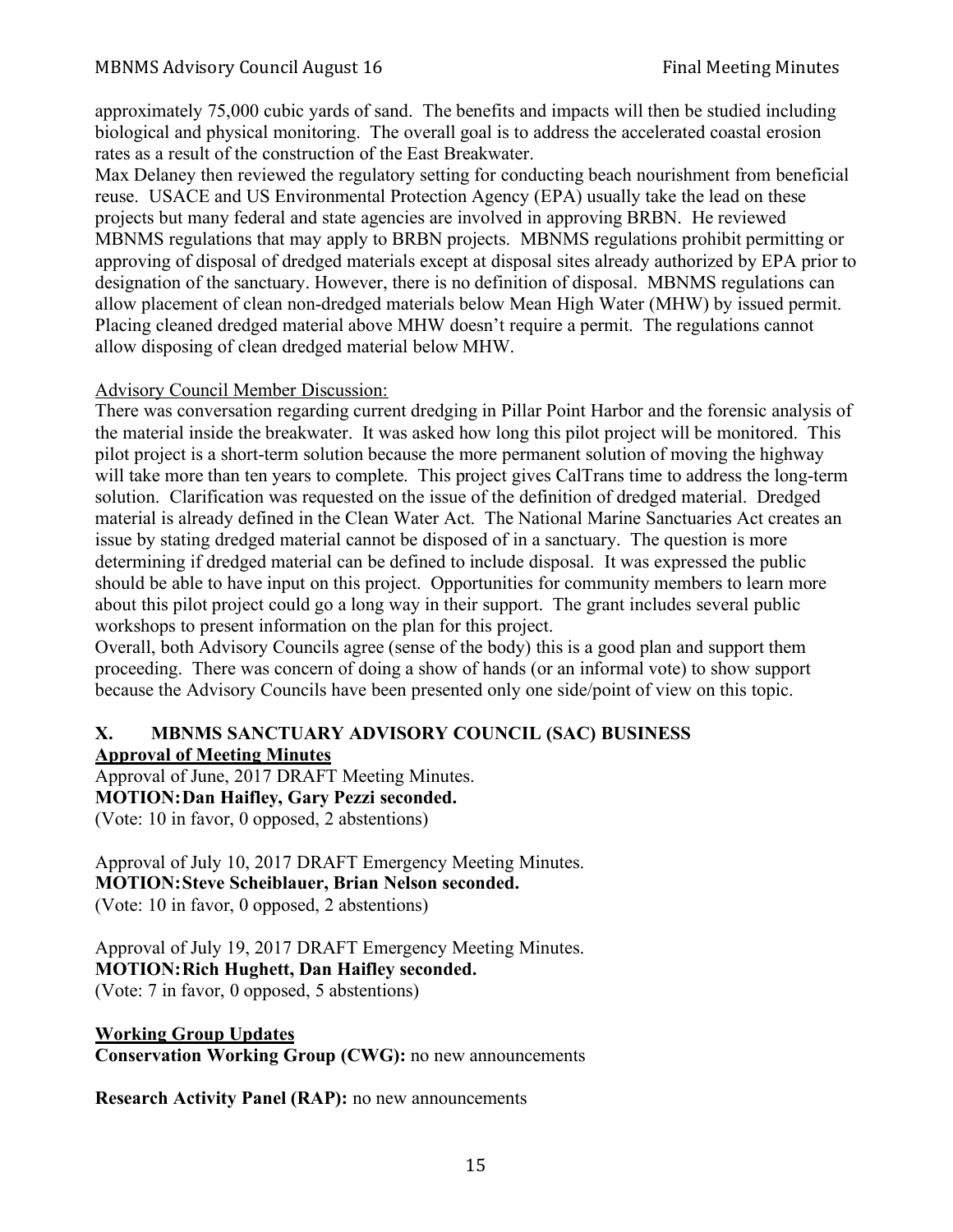approximately 75,000 cubic yards of sand. The benefits and impacts will then be studied including biological and physical monitoring. The overall goal is to address the accelerated coastal erosion rates as a result of the construction of the East Breakwater.

Max Delaney then reviewed the regulatory setting for conducting beach nourishment from beneficial reuse. USACE and US Environmental Protection Agency (EPA) usually take the lead on these projects but many federal and state agencies are involved in approving BRBN. He reviewed MBNMS regulations that may apply to BRBN projects. MBNMS regulations prohibit permitting or approving of disposal of dredged materials except at disposal sites already authorized by EPA prior to designation of the sanctuary. However, there is no definition of disposal. MBNMS regulations can allow placement of clean non-dredged materials below Mean High Water (MHW) by issued permit. Placing cleaned dredged material above MHW doesn't require a permit. The regulations cannot allow disposing of clean dredged material below MHW.

Advisory Council Member Discussion:

There was conversation regarding current dredging in Pillar Point Harbor and the forensic analysis of the material inside the breakwater. It was asked how long this pilot project will be monitored. This pilot project is a short-term solution because the more permanent solution of moving the highway will take more than ten years to complete. This project gives CalTrans time to address the long-term solution. Clarification was requested on the issue of the definition of dredged material. Dredged material is already defined in the Clean Water Act. The National Marine Sanctuaries Act creates an issue by stating dredged material cannot be disposed of in a sanctuary. The question is more determining if dredged material can be defined to include disposal. It was expressed the public should be able to have input on this project. Opportunities for community members to learn more about this pilot project could go a long way in their support. The grant includes several public workshops to present information on the plan for this project.

Overall, both Advisory Councils agree (sense of the body) this is a good plan and support them proceeding. There was concern of doing a show of hands (or an informal vote) to show support because the Advisory Councils have been presented only one side/point of view on this topic.

## X. MBNMS SANCTUARY ADVISORY COUNCIL (SAC) BUSINESS

**Approval of Meeting Minutes**

Approval of June, 2017 DRAFT Meeting Minutes.
**MOTION: Dan Haifley, Gary Pezzi seconded.**
(Vote: 10 in favor, 0 opposed, 2 abstentions)

Approval of July 10, 2017 DRAFT Emergency Meeting Minutes.
**MOTION: Steve Scheiblauer, Brian Nelson seconded.**
(Vote: 10 in favor, 0 opposed, 2 abstentions)

Approval of July 19, 2017 DRAFT Emergency Meeting Minutes.
**MOTION: Rich Hughett, Dan Haifley seconded.**
(Vote: 7 in favor, 0 opposed, 5 abstentions)

**Working Group Updates**

**Conservation Working Group (CWG):** no new announcements

**Research Activity Panel (RAP):** no new announcements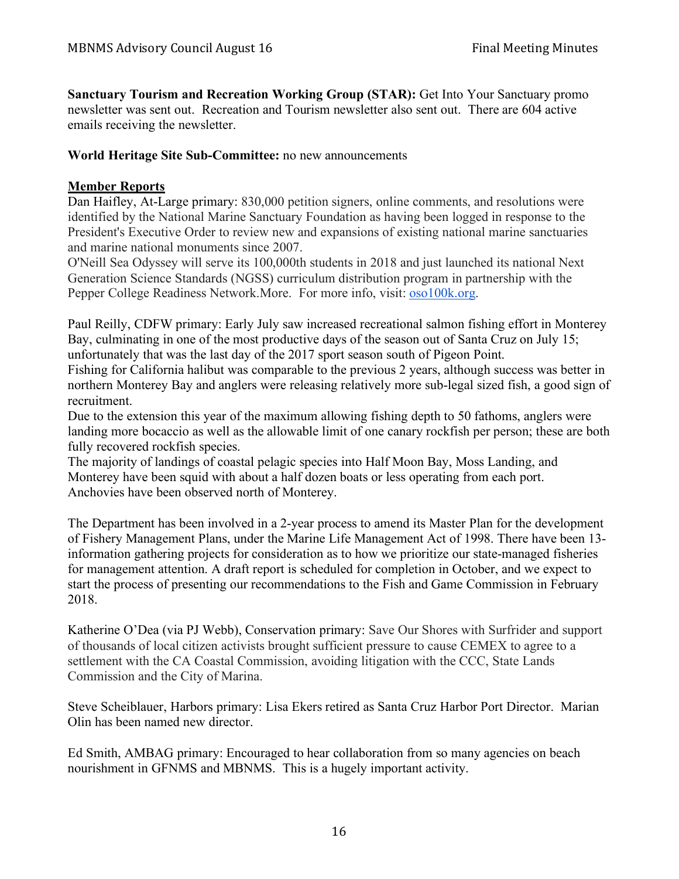**Sanctuary Tourism and Recreation Working Group (STAR):** Get Into Your Sanctuary promo newsletter was sent out. Recreation and Tourism newsletter also sent out. There are 604 active emails receiving the newsletter.

**World Heritage Site Sub-Committee:** no new announcements

**Member Reports**

Dan Haifley, At-Large primary: 830,000 petition signers, online comments, and resolutions were identified by the National Marine Sanctuary Foundation as having been logged in response to the President's Executive Order to review new and expansions of existing national marine sanctuaries and marine national monuments since 2007.
O'Neill Sea Odyssey will serve its 100,000th students in 2018 and just launched its national Next Generation Science Standards (NGSS) curriculum distribution program in partnership with the Pepper College Readiness Network.More. For more info, visit: oso100k.org.

Paul Reilly, CDFW primary: Early July saw increased recreational salmon fishing effort in Monterey Bay, culminating in one of the most productive days of the season out of Santa Cruz on July 15; unfortunately that was the last day of the 2017 sport season south of Pigeon Point.
Fishing for California halibut was comparable to the previous 2 years, although success was better in northern Monterey Bay and anglers were releasing relatively more sub-legal sized fish, a good sign of recruitment.
Due to the extension this year of the maximum allowing fishing depth to 50 fathoms, anglers were landing more bocaccio as well as the allowable limit of one canary rockfish per person; these are both fully recovered rockfish species.
The majority of landings of coastal pelagic species into Half Moon Bay, Moss Landing, and Monterey have been squid with about a half dozen boats or less operating from each port.
Anchovies have been observed north of Monterey.

The Department has been involved in a 2-year process to amend its Master Plan for the development of Fishery Management Plans, under the Marine Life Management Act of 1998. There have been 13-information gathering projects for consideration as to how we prioritize our state-managed fisheries for management attention. A draft report is scheduled for completion in October, and we expect to start the process of presenting our recommendations to the Fish and Game Commission in February 2018.

Katherine O'Dea (via PJ Webb), Conservation primary: Save Our Shores with Surfrider and support of thousands of local citizen activists brought sufficient pressure to cause CEMEX to agree to a settlement with the CA Coastal Commission, avoiding litigation with the CCC, State Lands Commission and the City of Marina.

Steve Scheiblauer, Harbors primary: Lisa Ekers retired as Santa Cruz Harbor Port Director. Marian Olin has been named new director.

Ed Smith, AMBAG primary: Encouraged to hear collaboration from so many agencies on beach nourishment in GFNMS and MBNMS. This is a hugely important activity.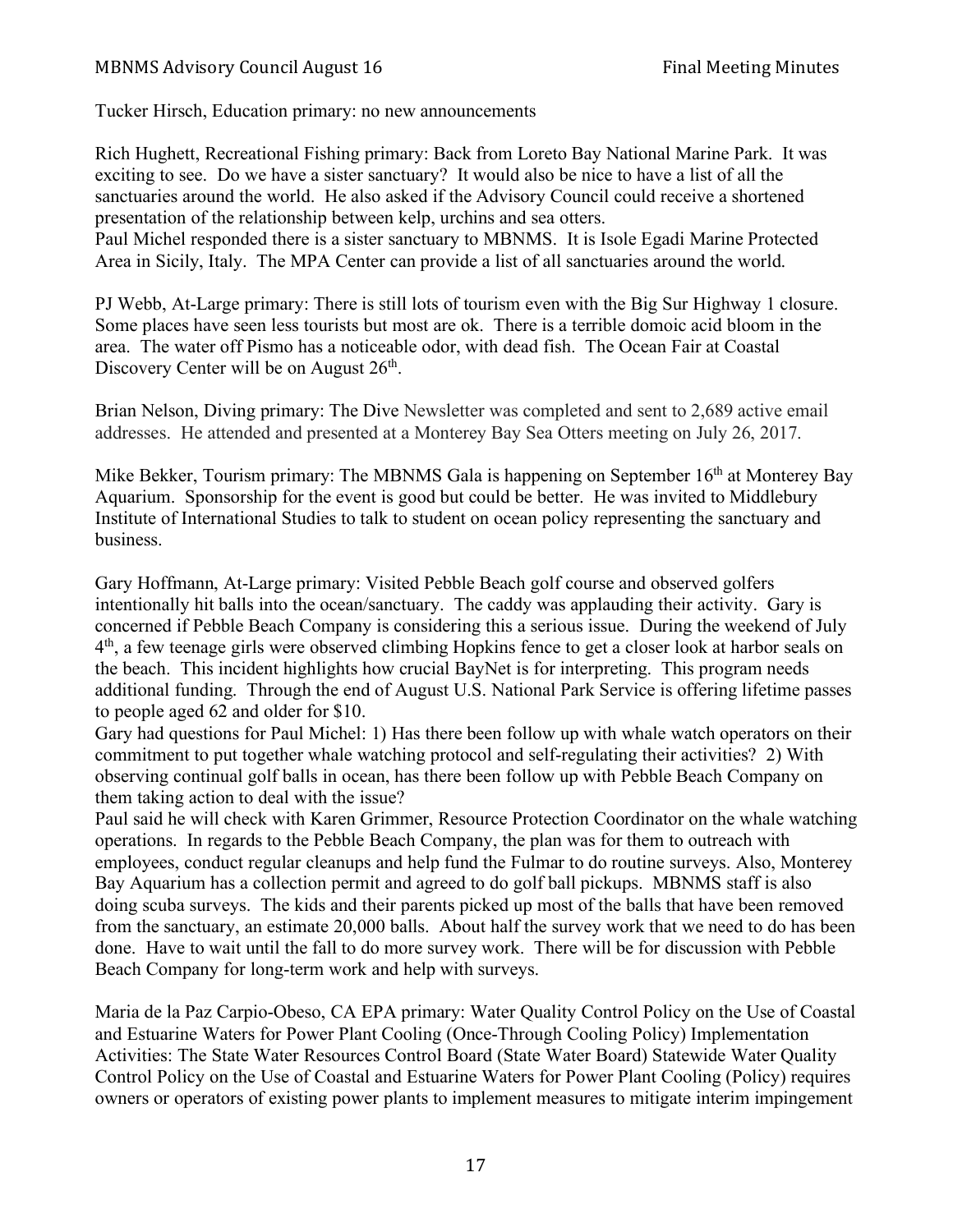Tucker Hirsch, Education primary: no new announcements

Rich Hughett, Recreational Fishing primary: Back from Loreto Bay National Marine Park. It was exciting to see. Do we have a sister sanctuary? It would also be nice to have a list of all the sanctuaries around the world. He also asked if the Advisory Council could receive a shortened presentation of the relationship between kelp, urchins and sea otters.
Paul Michel responded there is a sister sanctuary to MBNMS. It is Isole Egadi Marine Protected Area in Sicily, Italy. The MPA Center can provide a list of all sanctuaries around the world.

PJ Webb, At-Large primary: There is still lots of tourism even with the Big Sur Highway 1 closure. Some places have seen less tourists but most are ok. There is a terrible domoic acid bloom in the area. The water off Pismo has a noticeable odor, with dead fish. The Ocean Fair at Coastal Discovery Center will be on August 26th.

Brian Nelson, Diving primary: The Dive Newsletter was completed and sent to 2,689 active email addresses. He attended and presented at a Monterey Bay Sea Otters meeting on July 26, 2017.

Mike Bekker, Tourism primary: The MBNMS Gala is happening on September 16th at Monterey Bay Aquarium. Sponsorship for the event is good but could be better. He was invited to Middlebury Institute of International Studies to talk to student on ocean policy representing the sanctuary and business.

Gary Hoffmann, At-Large primary: Visited Pebble Beach golf course and observed golfers intentionally hit balls into the ocean/sanctuary. The caddy was applauding their activity. Gary is concerned if Pebble Beach Company is considering this a serious issue. During the weekend of July 4th, a few teenage girls were observed climbing Hopkins fence to get a closer look at harbor seals on the beach. This incident highlights how crucial BayNet is for interpreting. This program needs additional funding. Through the end of August U.S. National Park Service is offering lifetime passes to people aged 62 and older for $10.
Gary had questions for Paul Michel: 1) Has there been follow up with whale watch operators on their commitment to put together whale watching protocol and self-regulating their activities? 2) With observing continual golf balls in ocean, has there been follow up with Pebble Beach Company on them taking action to deal with the issue?
Paul said he will check with Karen Grimmer, Resource Protection Coordinator on the whale watching operations. In regards to the Pebble Beach Company, the plan was for them to outreach with employees, conduct regular cleanups and help fund the Fulmar to do routine surveys. Also, Monterey Bay Aquarium has a collection permit and agreed to do golf ball pickups. MBNMS staff is also doing scuba surveys. The kids and their parents picked up most of the balls that have been removed from the sanctuary, an estimate 20,000 balls. About half the survey work that we need to do has been done. Have to wait until the fall to do more survey work. There will be for discussion with Pebble Beach Company for long-term work and help with surveys.

Maria de la Paz Carpio-Obeso, CA EPA primary: Water Quality Control Policy on the Use of Coastal and Estuarine Waters for Power Plant Cooling (Once-Through Cooling Policy) Implementation Activities: The State Water Resources Control Board (State Water Board) Statewide Water Quality Control Policy on the Use of Coastal and Estuarine Waters for Power Plant Cooling (Policy) requires owners or operators of existing power plants to implement measures to mitigate interim impingement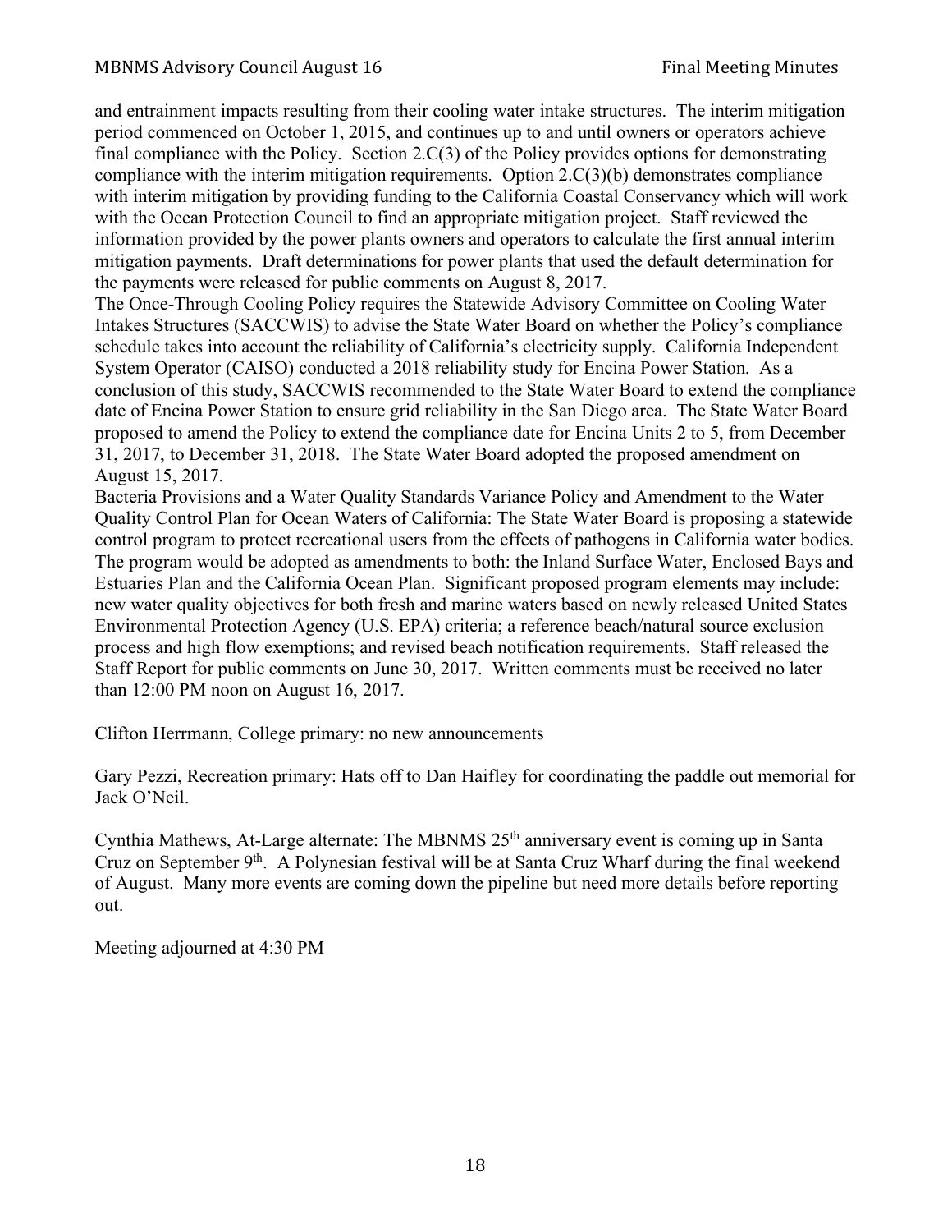and entrainment impacts resulting from their cooling water intake structures. The interim mitigation period commenced on October 1, 2015, and continues up to and until owners or operators achieve final compliance with the Policy. Section 2.C(3) of the Policy provides options for demonstrating compliance with the interim mitigation requirements. Option 2.C(3)(b) demonstrates compliance with interim mitigation by providing funding to the California Coastal Conservancy which will work with the Ocean Protection Council to find an appropriate mitigation project. Staff reviewed the information provided by the power plants owners and operators to calculate the first annual interim mitigation payments. Draft determinations for power plants that used the default determination for the payments were released for public comments on August 8, 2017.
The Once-Through Cooling Policy requires the Statewide Advisory Committee on Cooling Water Intakes Structures (SACCWIS) to advise the State Water Board on whether the Policy's compliance schedule takes into account the reliability of California's electricity supply. California Independent System Operator (CAISO) conducted a 2018 reliability study for Encina Power Station. As a conclusion of this study, SACCWIS recommended to the State Water Board to extend the compliance date of Encina Power Station to ensure grid reliability in the San Diego area. The State Water Board proposed to amend the Policy to extend the compliance date for Encina Units 2 to 5, from December 31, 2017, to December 31, 2018. The State Water Board adopted the proposed amendment on August 15, 2017.
Bacteria Provisions and a Water Quality Standards Variance Policy and Amendment to the Water Quality Control Plan for Ocean Waters of California: The State Water Board is proposing a statewide control program to protect recreational users from the effects of pathogens in California water bodies. The program would be adopted as amendments to both: the Inland Surface Water, Enclosed Bays and Estuaries Plan and the California Ocean Plan. Significant proposed program elements may include: new water quality objectives for both fresh and marine waters based on newly released United States Environmental Protection Agency (U.S. EPA) criteria; a reference beach/natural source exclusion process and high flow exemptions; and revised beach notification requirements. Staff released the Staff Report for public comments on June 30, 2017. Written comments must be received no later than 12:00 PM noon on August 16, 2017.

Clifton Herrmann, College primary: no new announcements

Gary Pezzi, Recreation primary: Hats off to Dan Haifley for coordinating the paddle out memorial for Jack O'Neil.

Cynthia Mathews, At-Large alternate: The MBNMS 25th anniversary event is coming up in Santa Cruz on September 9th. A Polynesian festival will be at Santa Cruz Wharf during the final weekend of August. Many more events are coming down the pipeline but need more details before reporting out.

Meeting adjourned at 4:30 PM